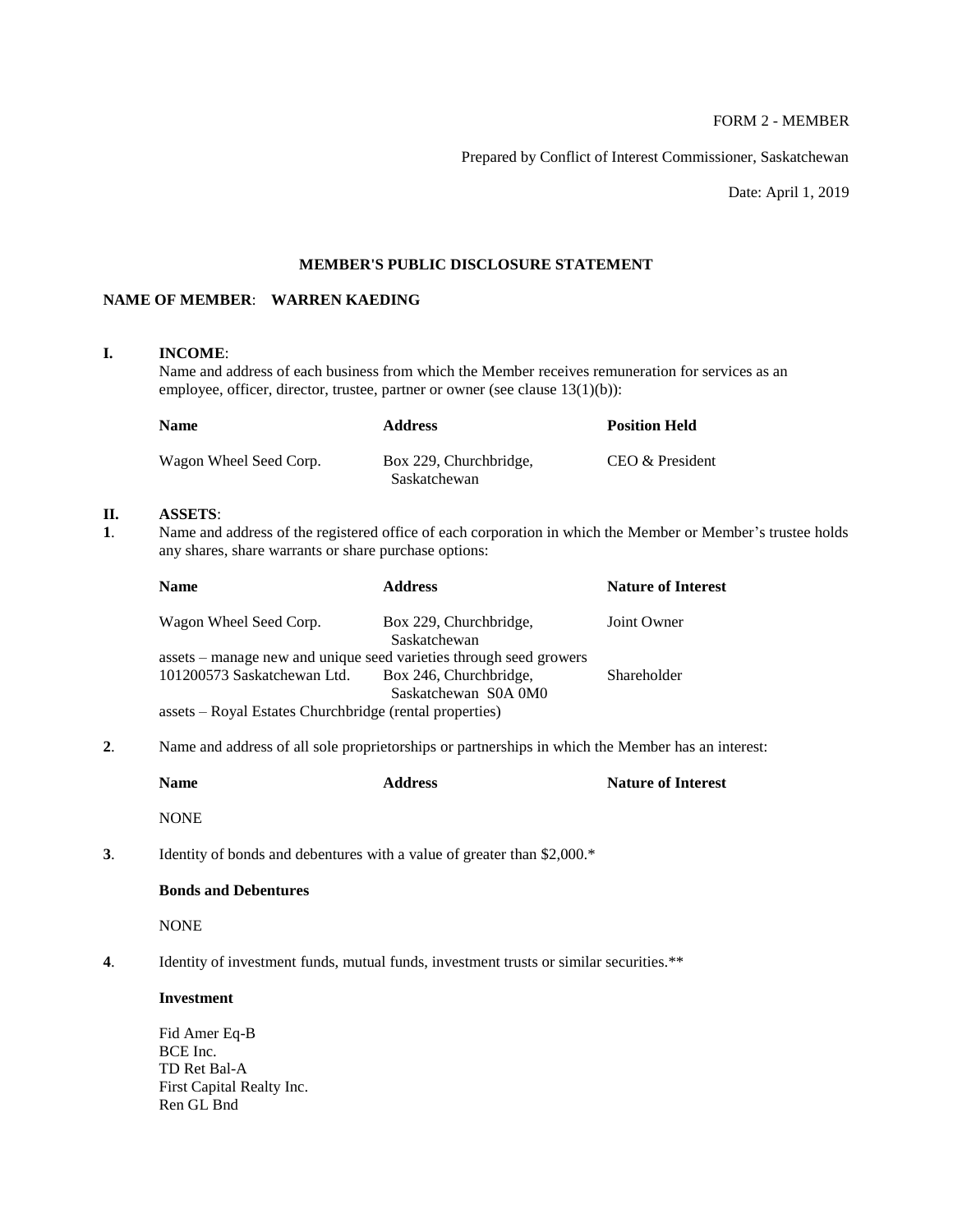FORM 2 - MEMBER

Prepared by Conflict of Interest Commissioner, Saskatchewan

Date: April 1, 2019

## MEMBER'S PUBLIC DISCLOSURE STATEMENT

**NAME OF MEMBER**: **WARREN KAEDING**

**I. INCOME**:

Name and address of each business from which the Member receives remuneration for services as an employee, officer, director, trustee, partner or owner (see clause 13(1)(b)):

| Name | Address | Position Held |
|---|---|---|
| Wagon Wheel Seed Corp. | Box 229, Churchbridge, Saskatchewan | CEO & President |

**II. ASSETS**:

**1**. Name and address of the registered office of each corporation in which the Member or Member's trustee holds any shares, share warrants or share purchase options:

| Name | Address | Nature of Interest |
|---|---|---|
| Wagon Wheel Seed Corp. | Box 229, Churchbridge, Saskatchewan | Joint Owner |
| assets – manage new and unique seed varieties through seed growers | | |
| 101200573 Saskatchewan Ltd. | Box 246, Churchbridge, Saskatchewan S0A 0M0 | Shareholder |
| assets – Royal Estates Churchbridge (rental properties) | | |

**2**. Name and address of all sole proprietorships or partnerships in which the Member has an interest:

| Name | Address | Nature of Interest |
|---|---|---|
| NONE | | |

**3**. Identity of bonds and debentures with a value of greater than $2,000.*

**Bonds and Debentures**

NONE

**4**. Identity of investment funds, mutual funds, investment trusts or similar securities.**

**Investment**

Fid Amer Eq-B
BCE Inc.
TD Ret Bal-A
First Capital Realty Inc.
Ren GL Bnd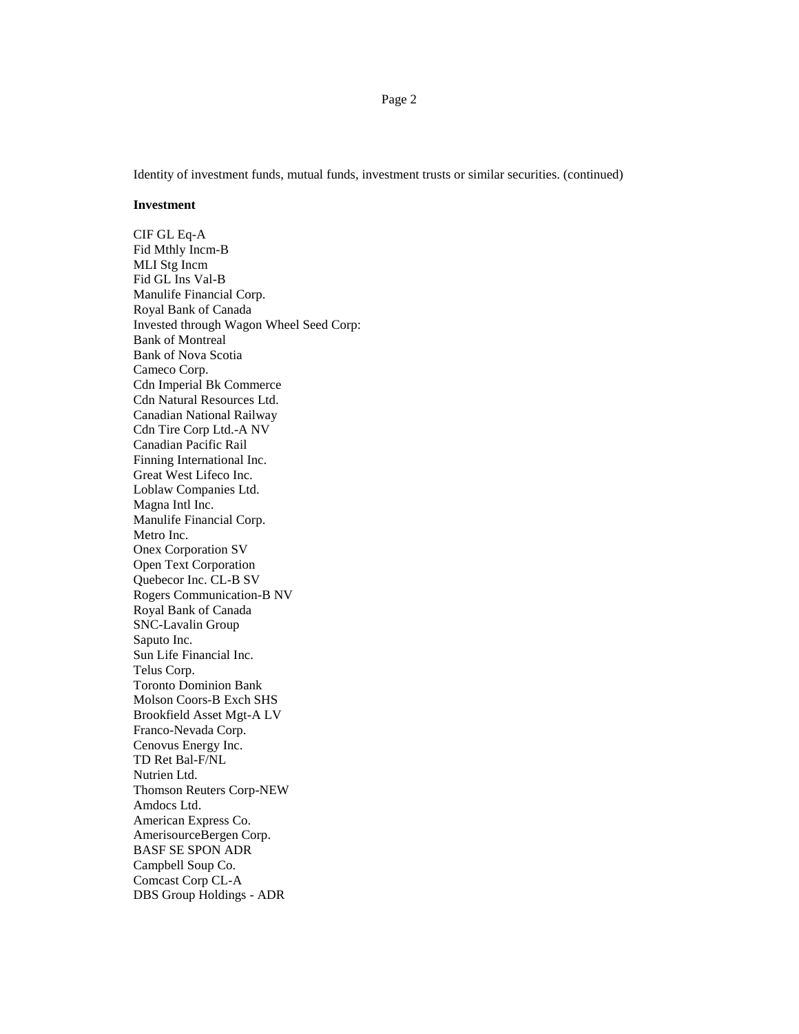Identity of investment funds, mutual funds, investment trusts or similar securities. (continued)

**Investment**

CIF GL Eq-A
Fid Mthly Incm-B
MLI Stg Incm
Fid GL Ins Val-B
Manulife Financial Corp.
Royal Bank of Canada
Invested through Wagon Wheel Seed Corp:
Bank of Montreal
Bank of Nova Scotia
Cameco Corp.
Cdn Imperial Bk Commerce
Cdn Natural Resources Ltd.
Canadian National Railway
Cdn Tire Corp Ltd.-A NV
Canadian Pacific Rail
Finning International Inc.
Great West Lifeco Inc.
Loblaw Companies Ltd.
Magna Intl Inc.
Manulife Financial Corp.
Metro Inc.
Onex Corporation SV
Open Text Corporation
Quebecor Inc. CL-B SV
Rogers Communication-B NV
Royal Bank of Canada
SNC-Lavalin Group
Saputo Inc.
Sun Life Financial Inc.
Telus Corp.
Toronto Dominion Bank
Molson Coors-B Exch SHS
Brookfield Asset Mgt-A LV
Franco-Nevada Corp.
Cenovus Energy Inc.
TD Ret Bal-F/NL
Nutrien Ltd.
Thomson Reuters Corp-NEW
Amdocs Ltd.
American Express Co.
AmerisourceBergen Corp.
BASF SE SPON ADR
Campbell Soup Co.
Comcast Corp CL-A
DBS Group Holdings - ADR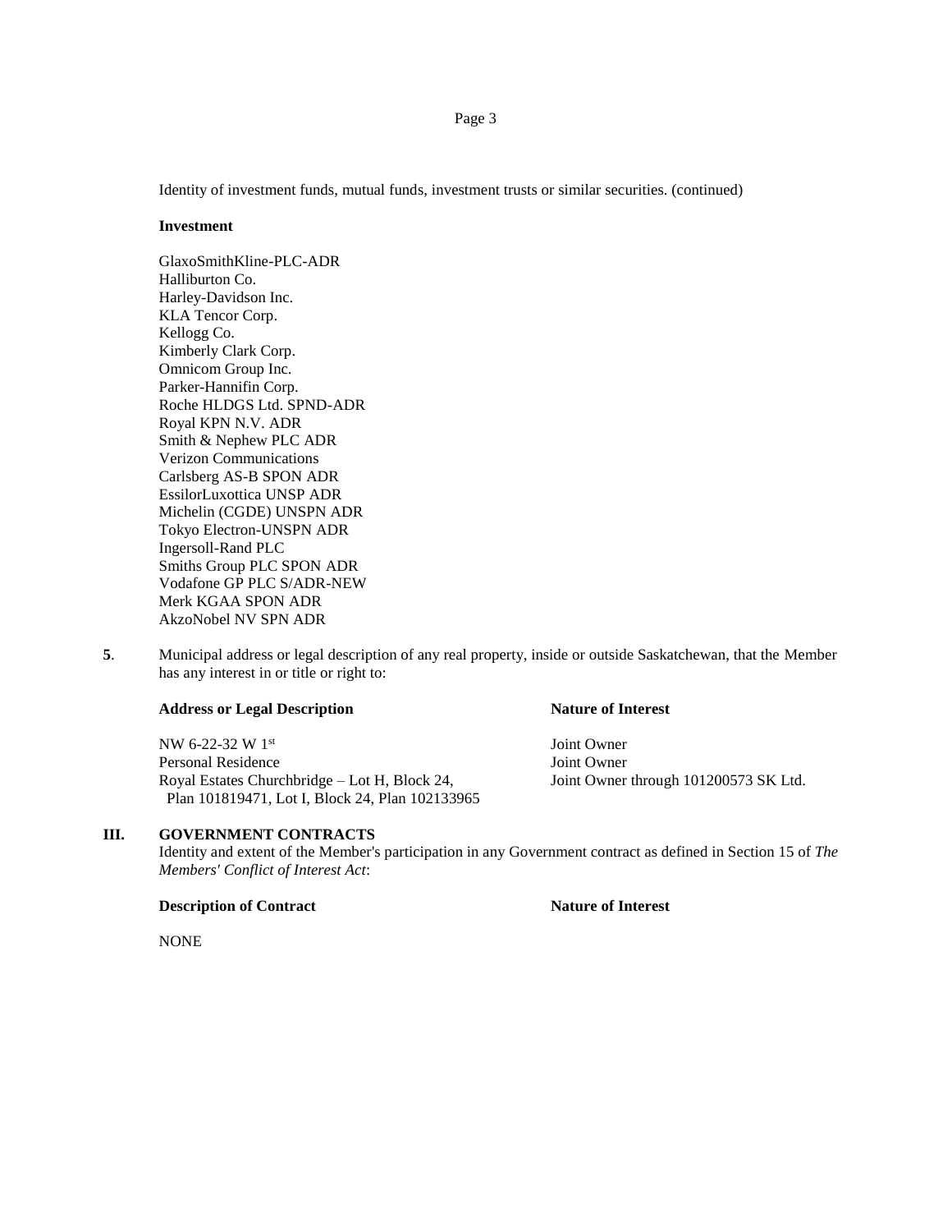Identity of investment funds, mutual funds, investment trusts or similar securities. (continued)

**Investment**

GlaxoSmithKline-PLC-ADR
Halliburton Co.
Harley-Davidson Inc.
KLA Tencor Corp.
Kellogg Co.
Kimberly Clark Corp.
Omnicom Group Inc.
Parker-Hannifin Corp.
Roche HLDGS Ltd. SPND-ADR
Royal KPN N.V. ADR
Smith & Nephew PLC ADR
Verizon Communications
Carlsberg AS-B SPON ADR
EssilorLuxottica UNSP ADR
Michelin (CGDE) UNSPN ADR
Tokyo Electron-UNSPN ADR
Ingersoll-Rand PLC
Smiths Group PLC SPON ADR
Vodafone GP PLC S/ADR-NEW
Merk KGAA SPON ADR
AkzoNobel NV SPN ADR

**5**. Municipal address or legal description of any real property, inside or outside Saskatchewan, that the Member has any interest in or title or right to:

| **Address or Legal Description** | **Nature of Interest** |
|---|---|
| NW 6-22-32 W 1st | Joint Owner |
| Personal Residence | Joint Owner |
| Royal Estates Churchbridge – Lot H, Block 24, Plan 101819471, Lot I, Block 24, Plan 102133965 | Joint Owner through 101200573 SK Ltd. |

## III. GOVERNMENT CONTRACTS

Identity and extent of the Member's participation in any Government contract as defined in Section 15 of *The Members' Conflict of Interest Act*:

| **Description of Contract** | **Nature of Interest** |
|---|---|
| NONE | |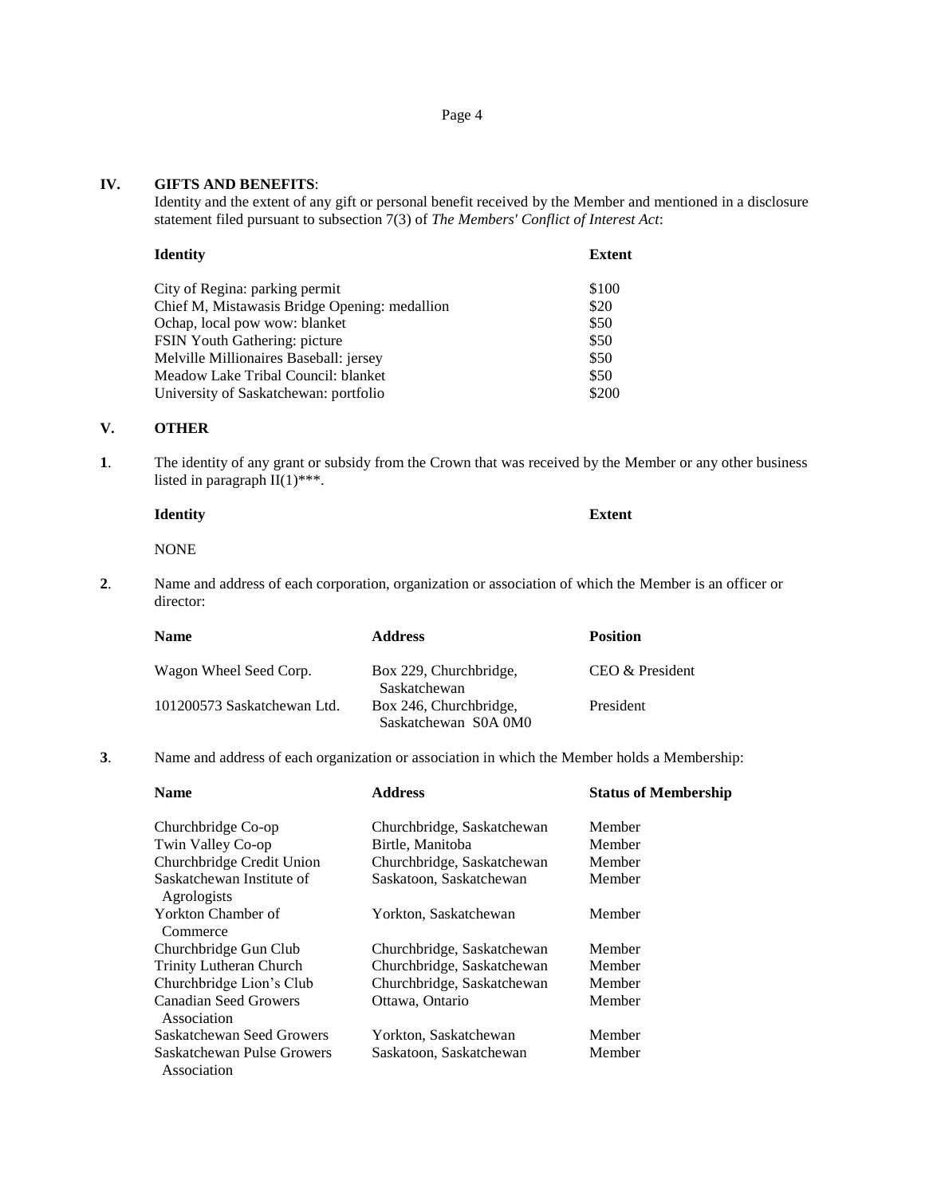## IV. GIFTS AND BENEFITS:

Identity and the extent of any gift or personal benefit received by the Member and mentioned in a disclosure statement filed pursuant to subsection 7(3) of *The Members' Conflict of Interest Act*:

| Identity | Extent |
|---|---|
| City of Regina: parking permit | \$100 |
| Chief M, Mistawasis Bridge Opening: medallion | \$20 |
| Ochap, local pow wow: blanket | \$50 |
| FSIN Youth Gathering: picture | \$50 |
| Melville Millionaires Baseball: jersey | \$50 |
| Meadow Lake Tribal Council: blanket | \$50 |
| University of Saskatchewan: portfolio | \$200 |

## V. OTHER

**1**. The identity of any grant or subsidy from the Crown that was received by the Member or any other business listed in paragraph II(1)***.

| Identity | Extent |
|---|---|
| NONE | |

**2**. Name and address of each corporation, organization or association of which the Member is an officer or director:

| Name | Address | Position |
|---|---|---|
| Wagon Wheel Seed Corp. | Box 229, Churchbridge, Saskatchewan | CEO & President |
| 101200573 Saskatchewan Ltd. | Box 246, Churchbridge, Saskatchewan S0A 0M0 | President |

**3**. Name and address of each organization or association in which the Member holds a Membership:

| Name | Address | Status of Membership |
|---|---|---|
| Churchbridge Co-op | Churchbridge, Saskatchewan | Member |
| Twin Valley Co-op | Birtle, Manitoba | Member |
| Churchbridge Credit Union | Churchbridge, Saskatchewan | Member |
| Saskatchewan Institute of Agrologists | Saskatoon, Saskatchewan | Member |
| Yorkton Chamber of Commerce | Yorkton, Saskatchewan | Member |
| Churchbridge Gun Club | Churchbridge, Saskatchewan | Member |
| Trinity Lutheran Church | Churchbridge, Saskatchewan | Member |
| Churchbridge Lion's Club | Churchbridge, Saskatchewan | Member |
| Canadian Seed Growers Association | Ottawa, Ontario | Member |
| Saskatchewan Seed Growers | Yorkton, Saskatchewan | Member |
| Saskatchewan Pulse Growers Association | Saskatoon, Saskatchewan | Member |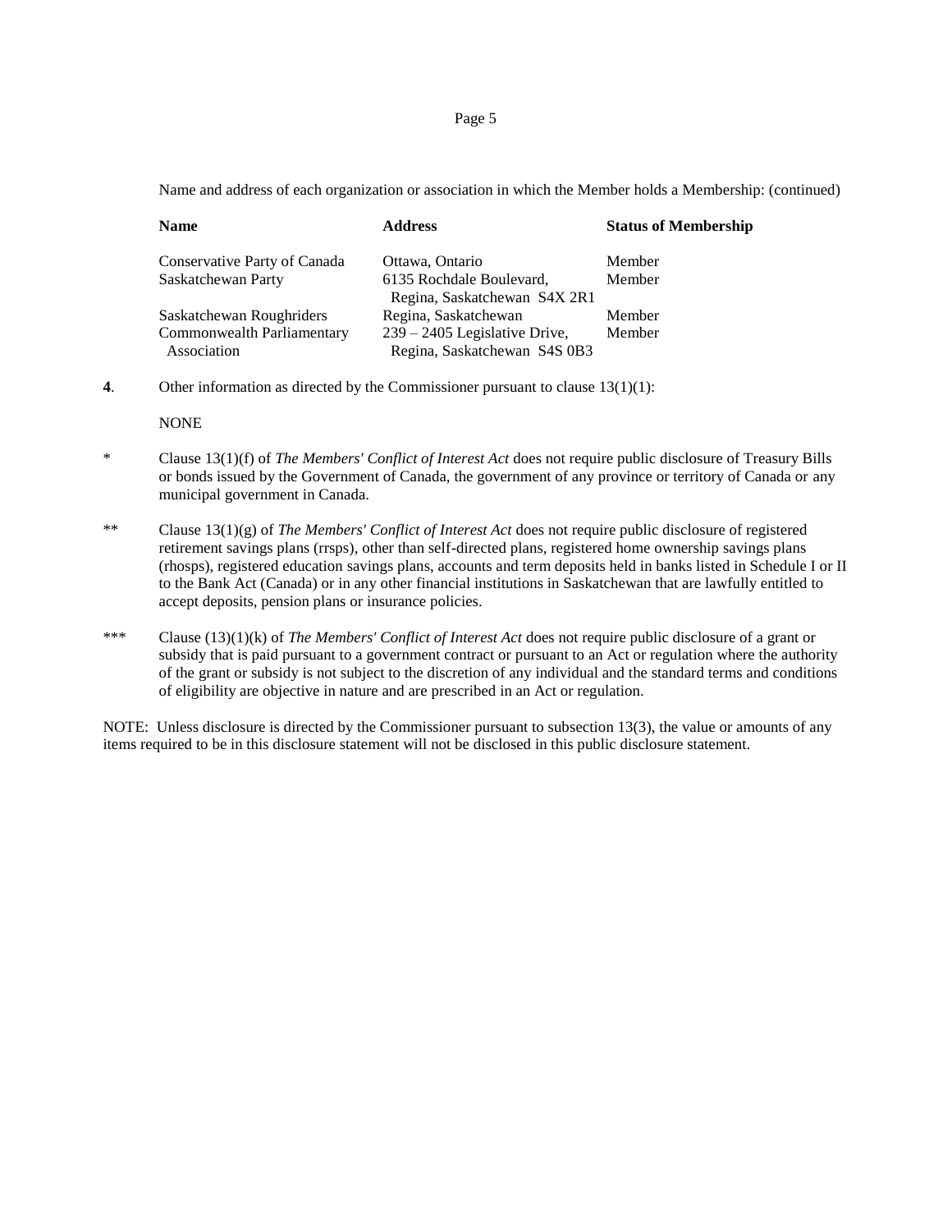Name and address of each organization or association in which the Member holds a Membership: (continued)

| Name | Address | Status of Membership |
| --- | --- | --- |
| Conservative Party of Canada | Ottawa, Ontario | Member |
| Saskatchewan Party | 6135 Rochdale Boulevard, Regina, Saskatchewan S4X 2R1 | Member |
| Saskatchewan Roughriders | Regina, Saskatchewan | Member |
| Commonwealth Parliamentary Association | 239 – 2405 Legislative Drive, Regina, Saskatchewan S4S 0B3 | Member |

**4**. Other information as directed by the Commissioner pursuant to clause 13(1)(1):

NONE

\* Clause 13(1)(f) of *The Members' Conflict of Interest Act* does not require public disclosure of Treasury Bills or bonds issued by the Government of Canada, the government of any province or territory of Canada or any municipal government in Canada.

\*\* Clause 13(1)(g) of *The Members' Conflict of Interest Act* does not require public disclosure of registered retirement savings plans (rrsps), other than self-directed plans, registered home ownership savings plans (rhosps), registered education savings plans, accounts and term deposits held in banks listed in Schedule I or II to the Bank Act (Canada) or in any other financial institutions in Saskatchewan that are lawfully entitled to accept deposits, pension plans or insurance policies.

\*\*\* Clause (13)(1)(k) of *The Members' Conflict of Interest Act* does not require public disclosure of a grant or subsidy that is paid pursuant to a government contract or pursuant to an Act or regulation where the authority of the grant or subsidy is not subject to the discretion of any individual and the standard terms and conditions of eligibility are objective in nature and are prescribed in an Act or regulation.

NOTE: Unless disclosure is directed by the Commissioner pursuant to subsection 13(3), the value or amounts of any items required to be in this disclosure statement will not be disclosed in this public disclosure statement.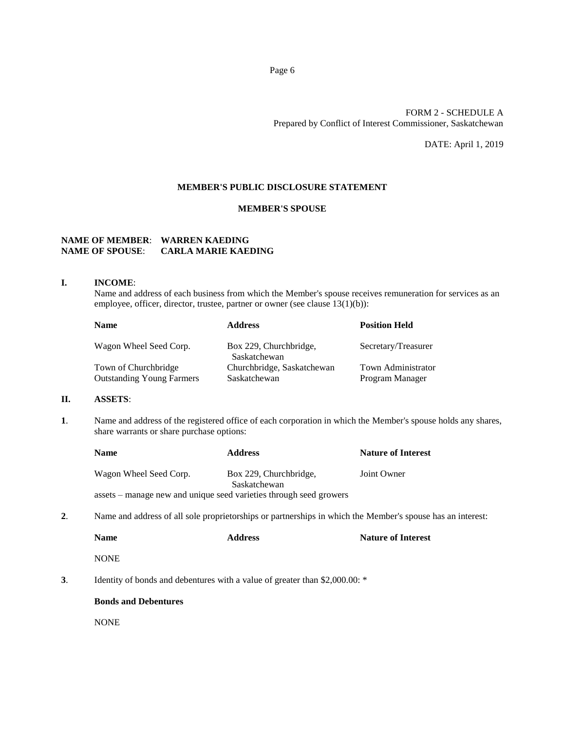FORM 2 - SCHEDULE A
Prepared by Conflict of Interest Commissioner, Saskatchewan

DATE: April 1, 2019

## MEMBER'S PUBLIC DISCLOSURE STATEMENT

### MEMBER'S SPOUSE

**NAME OF MEMBER**: **WARREN KAEDING**
**NAME OF SPOUSE**: **CARLA MARIE KAEDING**

**I. INCOME**:

Name and address of each business from which the Member's spouse receives remuneration for services as an employee, officer, director, trustee, partner or owner (see clause 13(1)(b)):

| Name | Address | Position Held |
|---|---|---|
| Wagon Wheel Seed Corp. | Box 229, Churchbridge, Saskatchewan | Secretary/Treasurer |
| Town of Churchbridge | Churchbridge, Saskatchewan | Town Administrator |
| Outstanding Young Farmers | Saskatchewan | Program Manager |

**II. ASSETS**:

**1**. Name and address of the registered office of each corporation in which the Member's spouse holds any shares, share warrants or share purchase options:

| Name | Address | Nature of Interest |
|---|---|---|
| Wagon Wheel Seed Corp. | Box 229, Churchbridge, Saskatchewan | Joint Owner |

assets – manage new and unique seed varieties through seed growers

**2**. Name and address of all sole proprietorships or partnerships in which the Member's spouse has an interest:

| Name | Address | Nature of Interest |
|---|---|---|
| NONE | | |

**3**. Identity of bonds and debentures with a value of greater than $2,000.00: *

**Bonds and Debentures**

NONE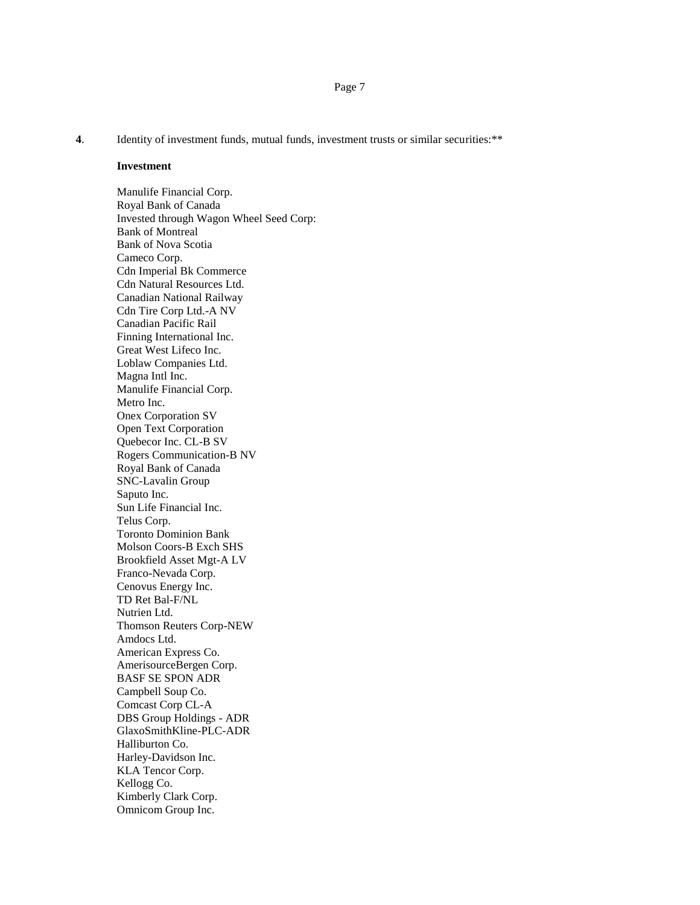**4**. Identity of investment funds, mutual funds, investment trusts or similar securities:**

**Investment**

Manulife Financial Corp.
Royal Bank of Canada
Invested through Wagon Wheel Seed Corp:
Bank of Montreal
Bank of Nova Scotia
Cameco Corp.
Cdn Imperial Bk Commerce
Cdn Natural Resources Ltd.
Canadian National Railway
Cdn Tire Corp Ltd.-A NV
Canadian Pacific Rail
Finning International Inc.
Great West Lifeco Inc.
Loblaw Companies Ltd.
Magna Intl Inc.
Manulife Financial Corp.
Metro Inc.
Onex Corporation SV
Open Text Corporation
Quebecor Inc. CL-B SV
Rogers Communication-B NV
Royal Bank of Canada
SNC-Lavalin Group
Saputo Inc.
Sun Life Financial Inc.
Telus Corp.
Toronto Dominion Bank
Molson Coors-B Exch SHS
Brookfield Asset Mgt-A LV
Franco-Nevada Corp.
Cenovus Energy Inc.
TD Ret Bal-F/NL
Nutrien Ltd.
Thomson Reuters Corp-NEW
Amdocs Ltd.
American Express Co.
AmerisourceBergen Corp.
BASF SE SPON ADR
Campbell Soup Co.
Comcast Corp CL-A
DBS Group Holdings - ADR
GlaxoSmithKline-PLC-ADR
Halliburton Co.
Harley-Davidson Inc.
KLA Tencor Corp.
Kellogg Co.
Kimberly Clark Corp.
Omnicom Group Inc.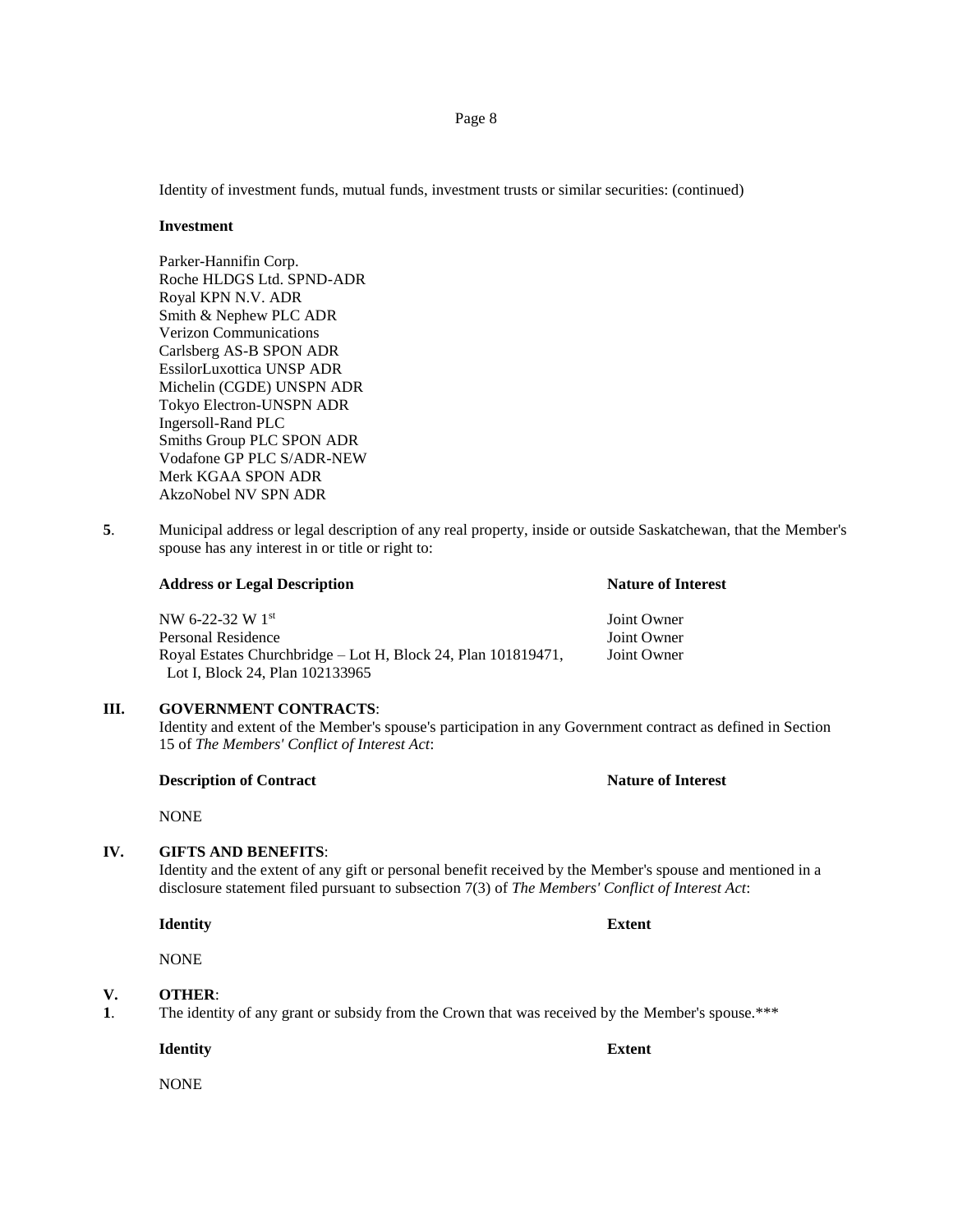Identity of investment funds, mutual funds, investment trusts or similar securities: (continued)

**Investment**

Parker-Hannifin Corp.
Roche HLDGS Ltd. SPND-ADR
Royal KPN N.V. ADR
Smith & Nephew PLC ADR
Verizon Communications
Carlsberg AS-B SPON ADR
EssilorLuxottica UNSP ADR
Michelin (CGDE) UNSPN ADR
Tokyo Electron-UNSPN ADR
Ingersoll-Rand PLC
Smiths Group PLC SPON ADR
Vodafone GP PLC S/ADR-NEW
Merk KGAA SPON ADR
AkzoNobel NV SPN ADR

**5**. Municipal address or legal description of any real property, inside or outside Saskatchewan, that the Member's spouse has any interest in or title or right to:

| **Address or Legal Description** | **Nature of Interest** |
|---|---|
| NW 6-22-32 W 1st | Joint Owner |
| Personal Residence | Joint Owner |
| Royal Estates Churchbridge – Lot H, Block 24, Plan 101819471, Lot I, Block 24, Plan 102133965 | Joint Owner |

## III. GOVERNMENT CONTRACTS:

Identity and extent of the Member's spouse's participation in any Government contract as defined in Section 15 of *The Members' Conflict of Interest Act*:

| **Description of Contract** | **Nature of Interest** |
|---|---|
| NONE | |

## IV. GIFTS AND BENEFITS:

Identity and the extent of any gift or personal benefit received by the Member's spouse and mentioned in a disclosure statement filed pursuant to subsection 7(3) of *The Members' Conflict of Interest Act*:

| **Identity** | **Extent** |
|---|---|
| NONE | |

## V. OTHER:

**1**. The identity of any grant or subsidy from the Crown that was received by the Member's spouse.***

| **Identity** | **Extent** |
|---|---|
| NONE | |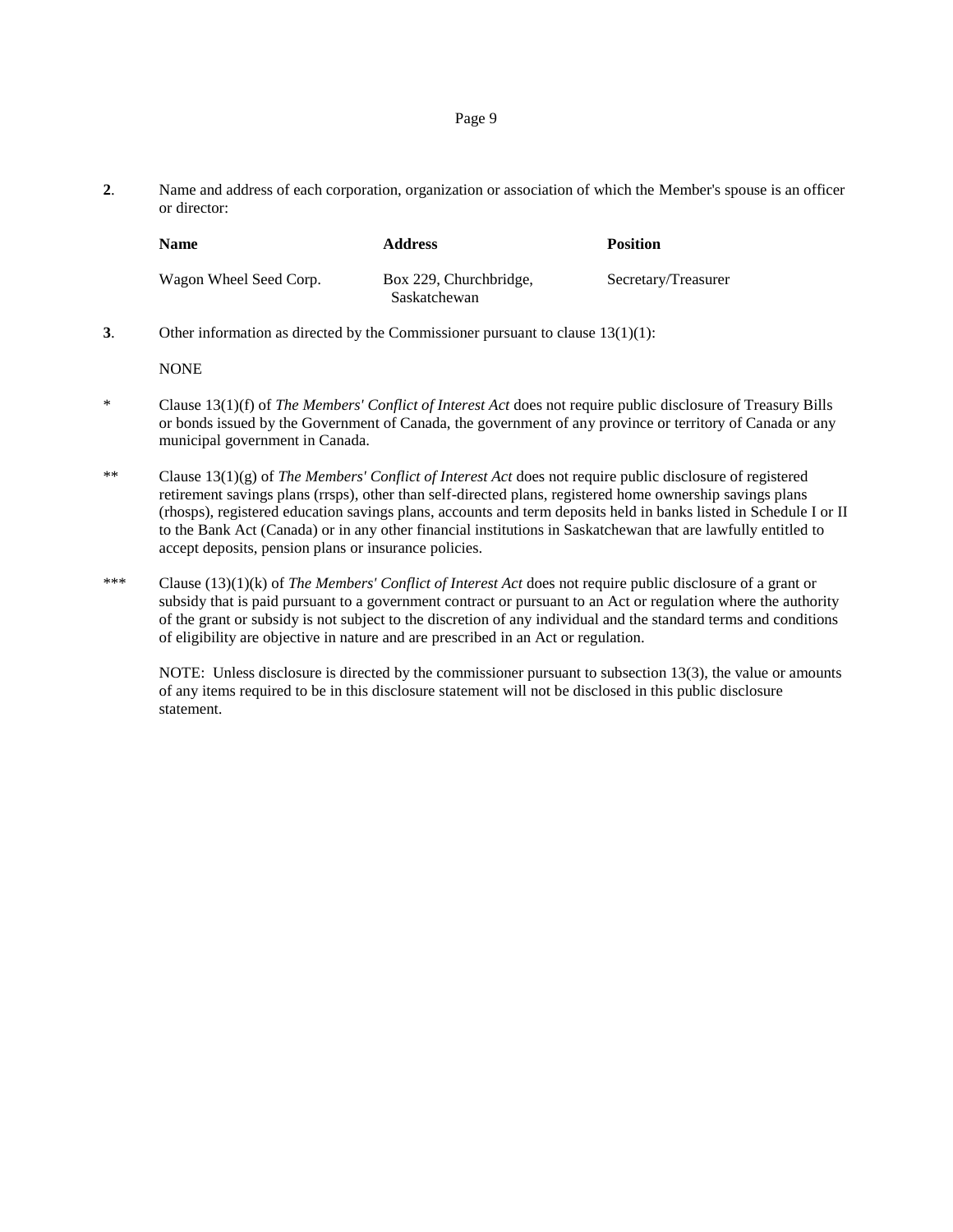**2**. Name and address of each corporation, organization or association of which the Member's spouse is an officer or director:

| **Name** | **Address** | **Position** |
| --- | --- | --- |
| Wagon Wheel Seed Corp. | Box 229, Churchbridge, Saskatchewan | Secretary/Treasurer |

**3**. Other information as directed by the Commissioner pursuant to clause 13(1)(1):

NONE

\* Clause 13(1)(f) of *The Members' Conflict of Interest Act* does not require public disclosure of Treasury Bills or bonds issued by the Government of Canada, the government of any province or territory of Canada or any municipal government in Canada.

\*\* Clause 13(1)(g) of *The Members' Conflict of Interest Act* does not require public disclosure of registered retirement savings plans (rrsps), other than self-directed plans, registered home ownership savings plans (rhosps), registered education savings plans, accounts and term deposits held in banks listed in Schedule I or II to the Bank Act (Canada) or in any other financial institutions in Saskatchewan that are lawfully entitled to accept deposits, pension plans or insurance policies.

\*\*\* Clause (13)(1)(k) of *The Members' Conflict of Interest Act* does not require public disclosure of a grant or subsidy that is paid pursuant to a government contract or pursuant to an Act or regulation where the authority of the grant or subsidy is not subject to the discretion of any individual and the standard terms and conditions of eligibility are objective in nature and are prescribed in an Act or regulation.

NOTE: Unless disclosure is directed by the commissioner pursuant to subsection 13(3), the value or amounts of any items required to be in this disclosure statement will not be disclosed in this public disclosure statement.